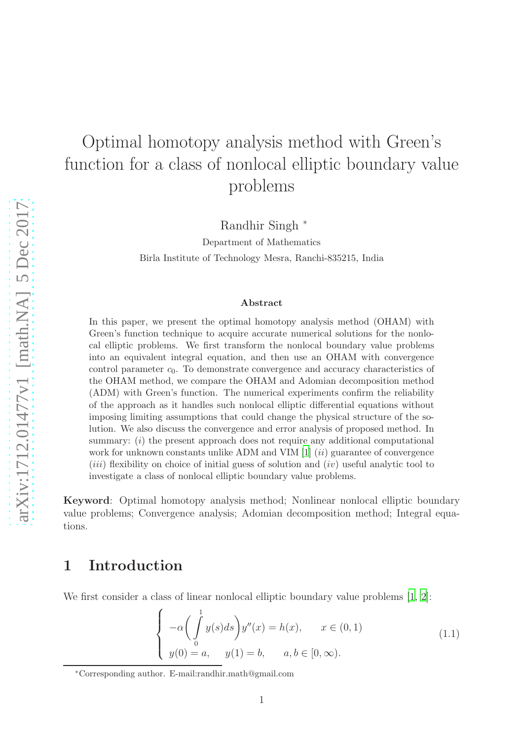# Optimal homotopy analysis method with Green's function for a class of nonlocal elliptic boundary value problems

Randhir Singh *

Department of Mathematics

Birla Institute of Technology Mesra, Ranchi-835215, India

### Abstract

In this paper, we present the optimal homotopy analysis method (OHAM) with Green's function technique to acquire accurate numerical solutions for the nonlocal elliptic problems. We first transform the nonlocal boundary value problems into an equivalent integral equation, and then use an OHAM with convergence control parameter $c_0$. To demonstrate convergence and accuracy characteristics of the OHAM method, we compare the OHAM and Adomian decomposition method (ADM) with Green's function. The numerical experiments confirm the reliability of the approach as it handles such nonlocal elliptic differential equations without imposing limiting assumptions that could change the physical structure of the solution. We also discuss the convergence and error analysis of proposed method. In summary: $(i)$ the present approach does not require any additional computational work for unknown constants unlike ADM and VIM [1] $(ii)$ guarantee of convergence $(iii)$ flexibility on choice of initial guess of solution and $(iv)$ useful analytic tool to investigate a class of nonlocal elliptic boundary value problems.

**Keyword**: Optimal homotopy analysis method; Nonlinear nonlocal elliptic boundary value problems; Convergence analysis; Adomian decomposition method; Integral equations.

## 1 Introduction

We first consider a class of linear nonlocal elliptic boundary value problems [1, 2]:

$$
\begin{cases} -\alpha\left(\displaystyle\int_0^1 y(s)ds\right)y''(x) = h(x), & x \in (0,1) \\ y(0) = a, \quad y(1) = b, & a, b \in [0, \infty). \end{cases} \tag{1.1}
$$

*Corresponding author. E-mail:randhir.math@gmail.com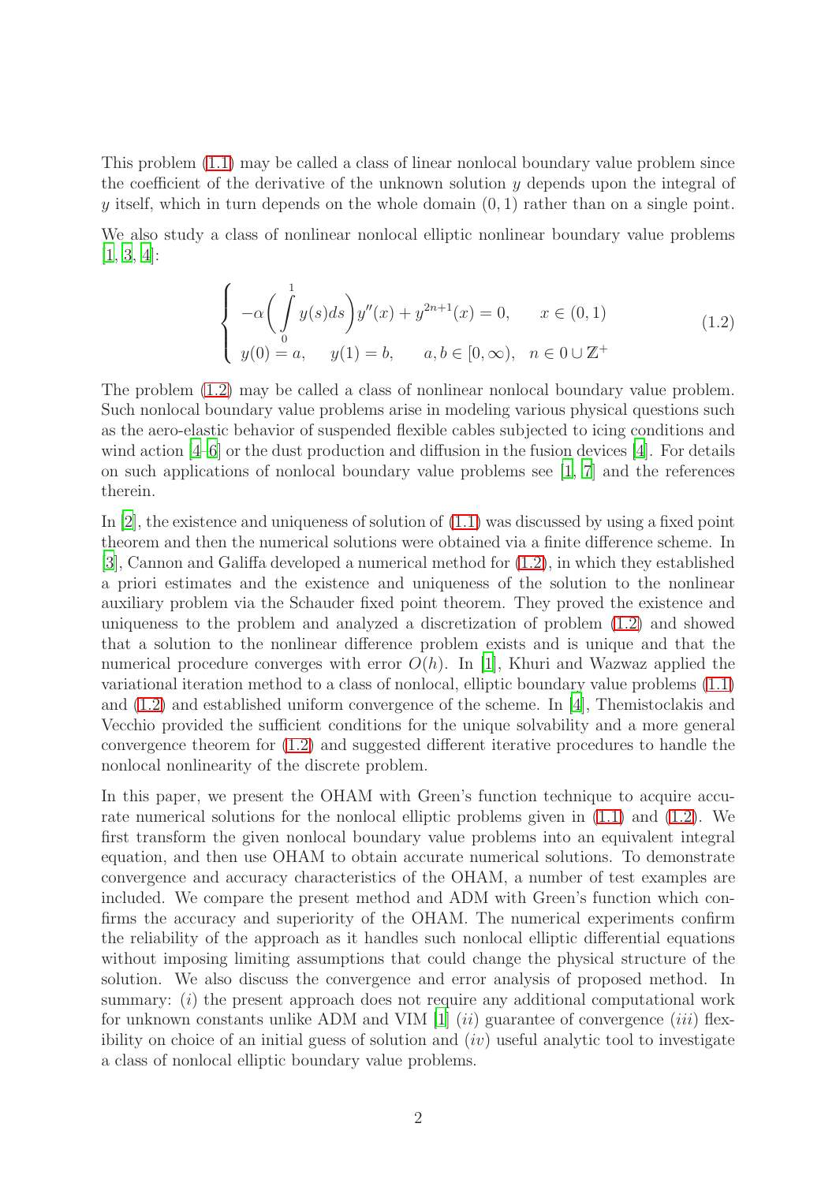This problem (1.1) may be called a class of linear nonlocal boundary value problem since the coefficient of the derivative of the unknown solution $y$ depends upon the integral of $y$ itself, which in turn depends on the whole domain $(0, 1)$ rather than on a single point.

We also study a class of nonlinear nonlocal elliptic nonlinear boundary value problems [1, 3, 4]:

$$
\begin{cases}
-\alpha\left(\int\limits_0^1 y(s)ds\right)y''(x) + y^{2n+1}(x) = 0, & x \in (0, 1) \\
y(0) = a, \quad y(1) = b, \quad a, b \in [0, \infty), & n \in 0 \cup \mathbb{Z}^+
\end{cases}
\tag{1.2}
$$

The problem (1.2) may be called a class of nonlinear nonlocal boundary value problem. Such nonlocal boundary value problems arise in modeling various physical questions such as the aero-elastic behavior of suspended flexible cables subjected to icing conditions and wind action [4–6] or the dust production and diffusion in the fusion devices [4]. For details on such applications of nonlocal boundary value problems see [1, 7] and the references therein.

In [2], the existence and uniqueness of solution of (1.1) was discussed by using a fixed point theorem and then the numerical solutions were obtained via a finite difference scheme. In [3], Cannon and Galiffa developed a numerical method for (1.2), in which they established a priori estimates and the existence and uniqueness of the solution to the nonlinear auxiliary problem via the Schauder fixed point theorem. They proved the existence and uniqueness to the problem and analyzed a discretization of problem (1.2) and showed that a solution to the nonlinear difference problem exists and is unique and that the numerical procedure converges with error $O(h)$. In [1], Khuri and Wazwaz applied the variational iteration method to a class of nonlocal, elliptic boundary value problems (1.1) and (1.2) and established uniform convergence of the scheme. In [4], Themistoclakis and Vecchio provided the sufficient conditions for the unique solvability and a more general convergence theorem for (1.2) and suggested different iterative procedures to handle the nonlocal nonlinearity of the discrete problem.

In this paper, we present the OHAM with Green's function technique to acquire accurate numerical solutions for the nonlocal elliptic problems given in (1.1) and (1.2). We first transform the given nonlocal boundary value problems into an equivalent integral equation, and then use OHAM to obtain accurate numerical solutions. To demonstrate convergence and accuracy characteristics of the OHAM, a number of test examples are included. We compare the present method and ADM with Green's function which confirms the accuracy and superiority of the OHAM. The numerical experiments confirm the reliability of the approach as it handles such nonlocal elliptic differential equations without imposing limiting assumptions that could change the physical structure of the solution. We also discuss the convergence and error analysis of proposed method. In summary: $(i)$ the present approach does not require any additional computational work for unknown constants unlike ADM and VIM [1] $(ii)$ guarantee of convergence $(iii)$ flexibility on choice of an initial guess of solution and $(iv)$ useful analytic tool to investigate a class of nonlocal elliptic boundary value problems.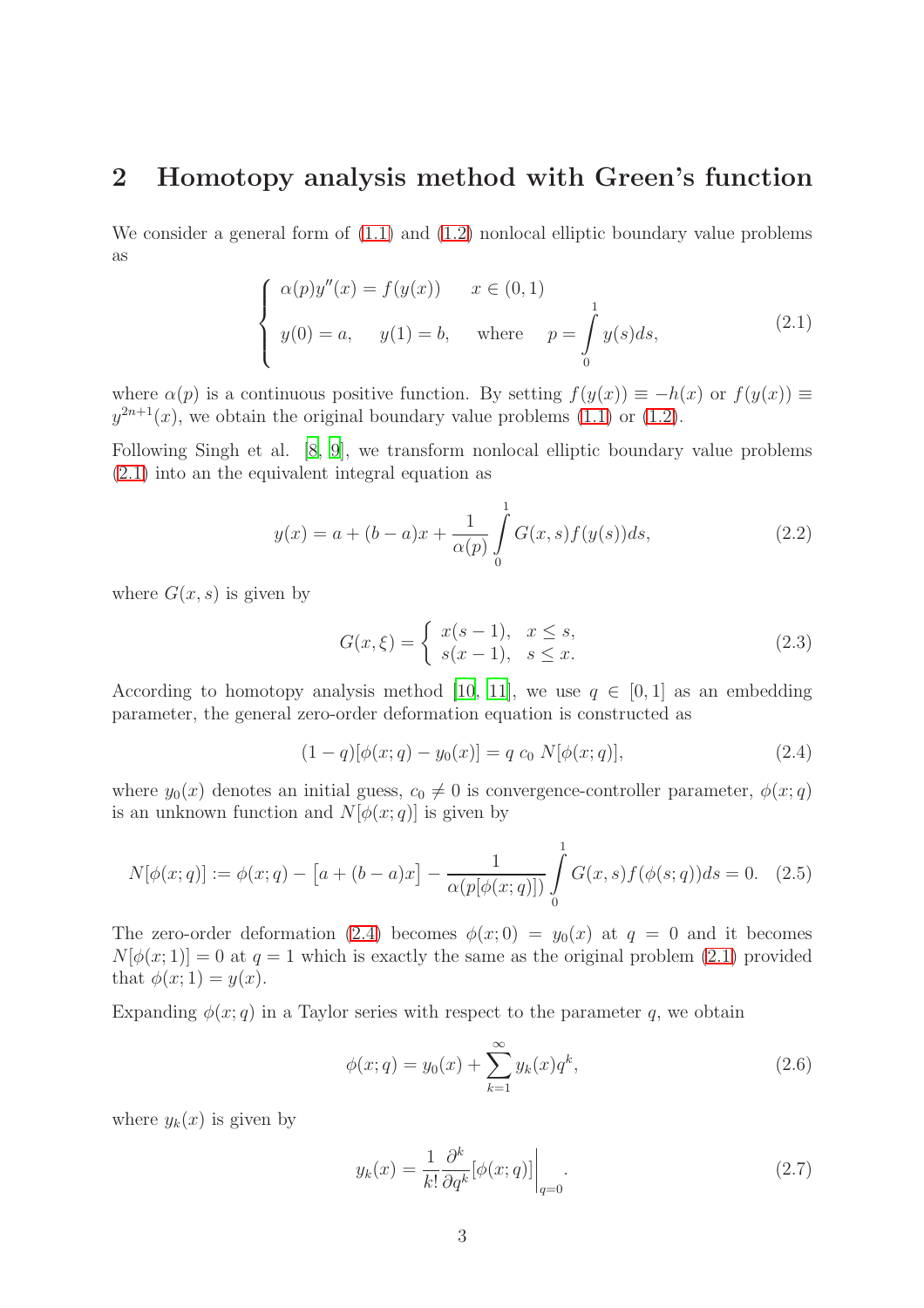## 2 Homotopy analysis method with Green's function

We consider a general form of (1.1) and (1.2) nonlocal elliptic boundary value problems as

$$\begin{cases} \alpha(p)y''(x) = f(y(x)) \qquad x \in (0,1) \\ y(0) = a, \quad y(1) = b, \quad \text{where} \quad p = \int\limits_0^1 y(s)ds, \end{cases} \tag{2.1}$$

where $\alpha(p)$ is a continuous positive function. By setting $f(y(x)) \equiv -h(x)$ or $f(y(x)) \equiv y^{2n+1}(x)$, we obtain the original boundary value problems (1.1) or (1.2).

Following Singh et al. [8, 9], we transform nonlocal elliptic boundary value problems (2.1) into an the equivalent integral equation as

$$y(x) = a + (b-a)x + \frac{1}{\alpha(p)} \int\limits_0^1 G(x,s) f(y(s)) ds, \tag{2.2}$$

where $G(x,s)$ is given by

$$G(x,\xi) = \begin{cases} x(s-1), & x \leq s, \\ s(x-1), & s \leq x. \end{cases} \tag{2.3}$$

According to homotopy analysis method [10, 11], we use $q \in [0,1]$ as an embedding parameter, the general zero-order deformation equation is constructed as

$$(1-q)[\phi(x;q) - y_0(x)] = q\, c_0\, N[\phi(x;q)], \tag{2.4}$$

where $y_0(x)$ denotes an initial guess, $c_0 \neq 0$ is convergence-controller parameter, $\phi(x;q)$ is an unknown function and $N[\phi(x;q)]$ is given by

$$N[\phi(x;q)] := \phi(x;q) - \big[a + (b-a)x\big] - \frac{1}{\alpha(p[\phi(x;q)])} \int\limits_0^1 G(x,s) f(\phi(s;q)) ds = 0. \tag{2.5}$$

The zero-order deformation (2.4) becomes $\phi(x;0) = y_0(x)$ at $q = 0$ and it becomes $N[\phi(x;1)] = 0$ at $q = 1$ which is exactly the same as the original problem (2.1) provided that $\phi(x;1) = y(x)$.

Expanding $\phi(x;q)$ in a Taylor series with respect to the parameter $q$, we obtain

$$\phi(x;q) = y_0(x) + \sum_{k=1}^{\infty} y_k(x) q^k, \tag{2.6}$$

where $y_k(x)$ is given by

$$y_k(x) = \frac{1}{k!} \frac{\partial^k}{\partial q^k} [\phi(x;q)] \bigg|_{q=0}. \tag{2.7}$$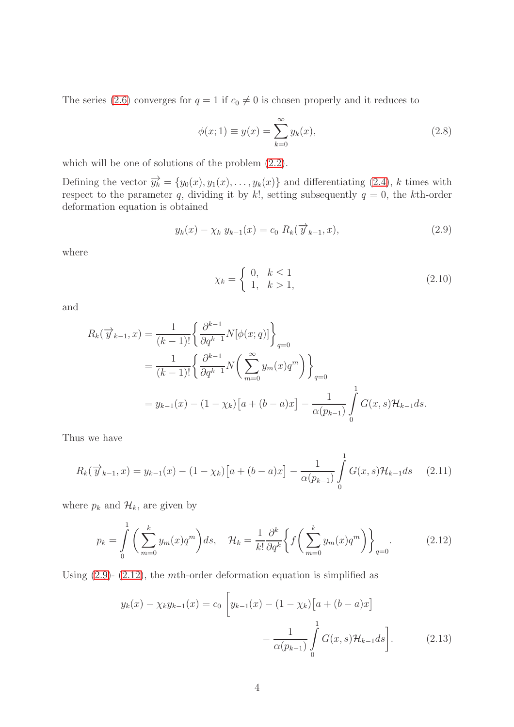The series (2.6) converges for $q = 1$ if $c_0 \neq 0$ is chosen properly and it reduces to

$$\phi(x;1) \equiv y(x) = \sum_{k=0}^{\infty} y_k(x), \tag{2.8}$$

which will be one of solutions of the problem (2.2).

Defining the vector $\overrightarrow{y_k} = \{y_0(x), y_1(x), \ldots, y_k(x)\}$ and differentiating (2.4), $k$ times with respect to the parameter $q$, dividing it by $k!$, setting subsequently $q = 0$, the $k$th-order deformation equation is obtained

$$y_k(x) - \chi_k \; y_{k-1}(x) = c_0 \; R_k(\overrightarrow{y}_{k-1}, x), \tag{2.9}$$

where

$$\chi_k = \begin{cases} 0, & k \leq 1 \\ 1, & k > 1, \end{cases} \tag{2.10}$$

and

$$\begin{aligned}
R_k(\overrightarrow{y}_{k-1}, x) &= \frac{1}{(k-1)!}\left\{\frac{\partial^{k-1}}{\partial q^{k-1}} N[\phi(x;q)]\right\}_{q=0} \\
&= \frac{1}{(k-1)!}\left\{\frac{\partial^{k-1}}{\partial q^{k-1}} N\left(\sum_{m=0}^{\infty} y_m(x) q^m\right)\right\}_{q=0} \\
&= y_{k-1}(x) - (1-\chi_k)\big[a + (b-a)x\big] - \frac{1}{\alpha(p_{k-1})} \int_0^1 G(x,s)\mathcal{H}_{k-1} ds.
\end{aligned}$$

Thus we have

$$R_k(\overrightarrow{y}_{k-1}, x) = y_{k-1}(x) - (1-\chi_k)\big[a + (b-a)x\big] - \frac{1}{\alpha(p_{k-1})} \int_0^1 G(x,s)\mathcal{H}_{k-1} ds \tag{2.11}$$

where $p_k$ and $\mathcal{H}_k$, are given by

$$p_k = \int_0^1 \left(\sum_{m=0}^{k} y_m(x) q^m\right) ds, \quad \mathcal{H}_k = \frac{1}{k!}\frac{\partial^k}{\partial q^k}\left\{f\left(\sum_{m=0}^{k} y_m(x) q^m\right)\right\}_{q=0}. \tag{2.12}$$

Using (2.9)- (2.12), the $m$th-order deformation equation is simplified as

$$\begin{aligned}
y_k(x) - \chi_k y_{k-1}(x) = c_0 \Bigg[ & y_{k-1}(x) - (1-\chi_k)\big[a + (b-a)x\big] \\
& - \frac{1}{\alpha(p_{k-1})} \int_0^1 G(x,s)\mathcal{H}_{k-1} ds \Bigg].
\end{aligned} \tag{2.13}$$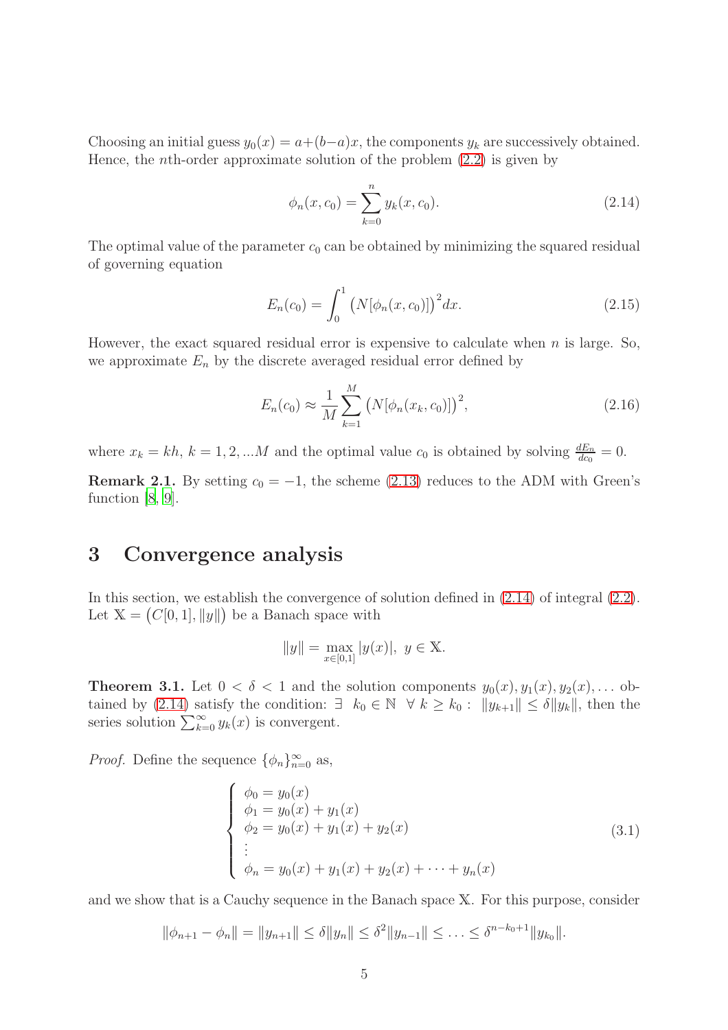Choosing an initial guess $y_0(x) = a+(b-a)x$, the components $y_k$ are successively obtained. Hence, the $n$th-order approximate solution of the problem (2.2) is given by

$$\phi_n(x, c_0) = \sum_{k=0}^{n} y_k(x, c_0). \tag{2.14}$$

The optimal value of the parameter $c_0$ can be obtained by minimizing the squared residual of governing equation

$$E_n(c_0) = \int_0^1 \big(N[\phi_n(x, c_0)]\big)^2 dx. \tag{2.15}$$

However, the exact squared residual error is expensive to calculate when $n$ is large. So, we approximate $E_n$ by the discrete averaged residual error defined by

$$E_n(c_0) \approx \frac{1}{M} \sum_{k=1}^{M} \big(N[\phi_n(x_k, c_0)]\big)^2, \tag{2.16}$$

where $x_k = kh$, $k = 1, 2, ...M$ and the optimal value $c_0$ is obtained by solving $\frac{dE_n}{dc_0} = 0$.

**Remark 2.1.** By setting $c_0 = -1$, the scheme (2.13) reduces to the ADM with Green's function [8, 9].

# 3 Convergence analysis

In this section, we establish the convergence of solution defined in (2.14) of integral (2.2). Let $\mathbb{X} = \big(C[0, 1], \|y\|\big)$ be a Banach space with

$$\|y\| = \max_{x\in[0,1]} |y(x)|, \ y \in \mathbb{X}.$$

**Theorem 3.1.** Let $0 < \delta < 1$ and the solution components $y_0(x), y_1(x), y_2(x), \ldots$ obtained by (2.14) satisfy the condition: $\exists \ \ k_0 \in \mathbb{N} \ \ \forall \ k \geq k_0 : \ \|y_{k+1}\| \leq \delta\|y_k\|$, then the series solution $\sum_{k=0}^{\infty} y_k(x)$ is convergent.

*Proof.* Define the sequence $\{\phi_n\}_{n=0}^{\infty}$ as,

$$\begin{cases} \phi_0 = y_0(x) \\ \phi_1 = y_0(x) + y_1(x) \\ \phi_2 = y_0(x) + y_1(x) + y_2(x) \\ \vdots \\ \phi_n = y_0(x) + y_1(x) + y_2(x) + \cdots + y_n(x) \end{cases} \tag{3.1}$$

and we show that is a Cauchy sequence in the Banach space $\mathbb{X}$. For this purpose, consider

$$\|\phi_{n+1} - \phi_n\| = \|y_{n+1}\| \leq \delta\|y_n\| \leq \delta^2\|y_{n-1}\| \leq \ldots \leq \delta^{n-k_0+1}\|y_{k_0}\|.$$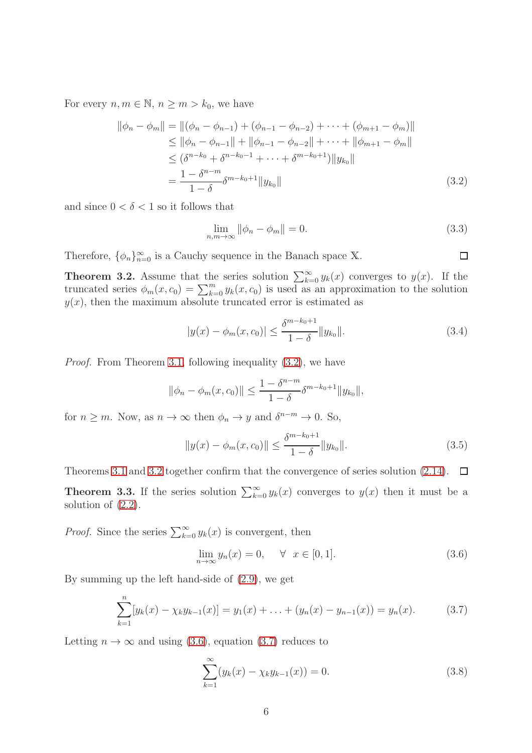For every $n, m \in \mathbb{N}$, $n \geq m > k_0$, we have

$$\begin{aligned}
\|\phi_n - \phi_m\| &= \|(\phi_n - \phi_{n-1}) + (\phi_{n-1} - \phi_{n-2}) + \cdots + (\phi_{m+1} - \phi_m)\| \\
&\leq \|\phi_n - \phi_{n-1}\| + \|\phi_{n-1} - \phi_{n-2}\| + \cdots + \|\phi_{m+1} - \phi_m\| \\
&\leq (\delta^{n-k_0} + \delta^{n-k_0-1} + \cdots + \delta^{m-k_0+1})\|y_{k_0}\| \\
&= \frac{1-\delta^{n-m}}{1-\delta}\delta^{m-k_0+1}\|y_{k_0}\| \qquad (3.2)
\end{aligned}$$

and since $0 < \delta < 1$ so it follows that

$$\lim_{n,m\to\infty} \|\phi_n - \phi_m\| = 0. \qquad (3.3)$$

Therefore, $\{\phi_n\}_{n=0}^{\infty}$ is a Cauchy sequence in the Banach space $\mathbb{X}$. □

**Theorem 3.2.** Assume that the series solution $\sum_{k=0}^{\infty} y_k(x)$ converges to $y(x)$. If the truncated series $\phi_m(x, c_0) = \sum_{k=0}^{m} y_k(x, c_0)$ is used as an approximation to the solution $y(x)$, then the maximum absolute truncated error is estimated as

$$|y(x) - \phi_m(x, c_0)| \leq \frac{\delta^{m-k_0+1}}{1-\delta}\|y_{k_0}\|. \qquad (3.4)$$

*Proof.* From Theorem 3.1, following inequality (3.2), we have

$$\|\phi_n - \phi_m(x, c_0)\| \leq \frac{1-\delta^{n-m}}{1-\delta}\delta^{m-k_0+1}\|y_{k_0}\|,$$

for $n \geq m$. Now, as $n \to \infty$ then $\phi_n \to y$ and $\delta^{n-m} \to 0$. So,

$$\|y(x) - \phi_m(x, c_0)\| \leq \frac{\delta^{m-k_0+1}}{1-\delta}\|y_{k_0}\|. \qquad (3.5)$$

Theorems 3.1 and 3.2 together confirm that the convergence of series solution (2.14). □

**Theorem 3.3.** If the series solution $\sum_{k=0}^{\infty} y_k(x)$ converges to $y(x)$ then it must be a solution of (2.2).

*Proof.* Since the series $\sum_{k=0}^{\infty} y_k(x)$ is convergent, then

$$\lim_{n\to\infty} y_n(x) = 0, \quad \forall \;\; x \in [0, 1]. \qquad (3.6)$$

By summing up the left hand-side of (2.9), we get

$$\sum_{k=1}^{n}[y_k(x) - \chi_k y_{k-1}(x)] = y_1(x) + \ldots + (y_n(x) - y_{n-1}(x)) = y_n(x). \qquad (3.7)$$

Letting $n \to \infty$ and using (3.6), equation (3.7) reduces to

$$\sum_{k=1}^{\infty}(y_k(x) - \chi_k y_{k-1}(x)) = 0. \qquad (3.8)$$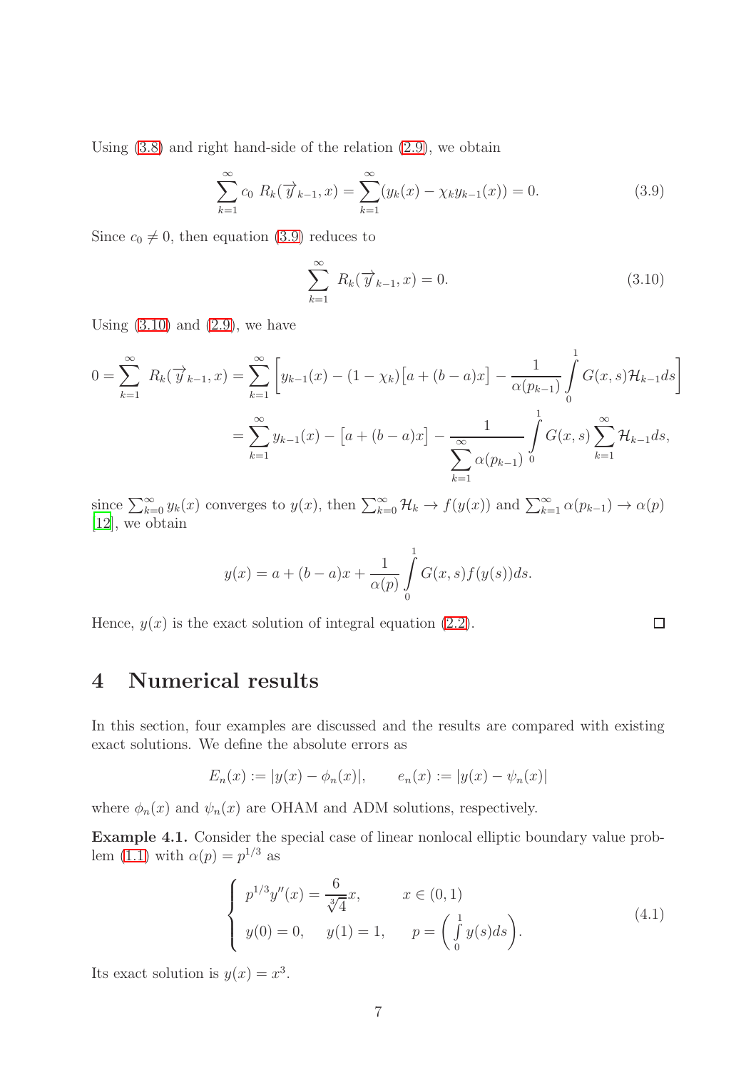Using (3.8) and right hand-side of the relation (2.9), we obtain

$$\sum_{k=1}^{\infty} c_0\ R_k(\overrightarrow{y}_{k-1}, x) = \sum_{k=1}^{\infty} (y_k(x) - \chi_k y_{k-1}(x)) = 0. \tag{3.9}$$

Since $c_0 \neq 0$, then equation (3.9) reduces to

$$\sum_{k=1}^{\infty}\ R_k(\overrightarrow{y}_{k-1}, x) = 0. \tag{3.10}$$

Using (3.10) and (2.9), we have

$$\begin{aligned}
0 = \sum_{k=1}^{\infty}\ R_k(\overrightarrow{y}_{k-1}, x) &= \sum_{k=1}^{\infty} \left[ y_{k-1}(x) - (1-\chi_k)\big[a + (b-a)x\big] - \frac{1}{\alpha(p_{k-1})} \int_0^1 G(x,s)\mathcal{H}_{k-1} ds \right] \\
&= \sum_{k=1}^{\infty} y_{k-1}(x) - \big[a + (b-a)x\big] - \frac{1}{\sum\limits_{k=1}^{\infty} \alpha(p_{k-1})} \int_0^1 G(x,s) \sum_{k=1}^{\infty} \mathcal{H}_{k-1} ds,
\end{aligned}$$

since $\sum_{k=0}^{\infty} y_k(x)$ converges to $y(x)$, then $\sum_{k=0}^{\infty} \mathcal{H}_k \to f(y(x))$ and $\sum_{k=1}^{\infty} \alpha(p_{k-1}) \to \alpha(p)$ [12], we obtain

$$y(x) = a + (b-a)x + \frac{1}{\alpha(p)} \int_0^1 G(x,s) f(y(s)) ds.$$

Hence, $y(x)$ is the exact solution of integral equation (2.2). $\square$

# 4 Numerical results

In this section, four examples are discussed and the results are compared with existing exact solutions. We define the absolute errors as

$$E_n(x) := |y(x) - \phi_n(x)|, \qquad e_n(x) := |y(x) - \psi_n(x)|$$

where $\phi_n(x)$ and $\psi_n(x)$ are OHAM and ADM solutions, respectively.

**Example 4.1.** Consider the special case of linear nonlocal elliptic boundary value problem (1.1) with $\alpha(p) = p^{1/3}$ as

$$\begin{cases} p^{1/3} y''(x) = \dfrac{6}{\sqrt[3]{4}} x, & x \in (0,1) \\ y(0) = 0, \quad y(1) = 1, & p = \left( \int_0^1 y(s) ds \right). \end{cases} \tag{4.1}$$

Its exact solution is $y(x) = x^3$.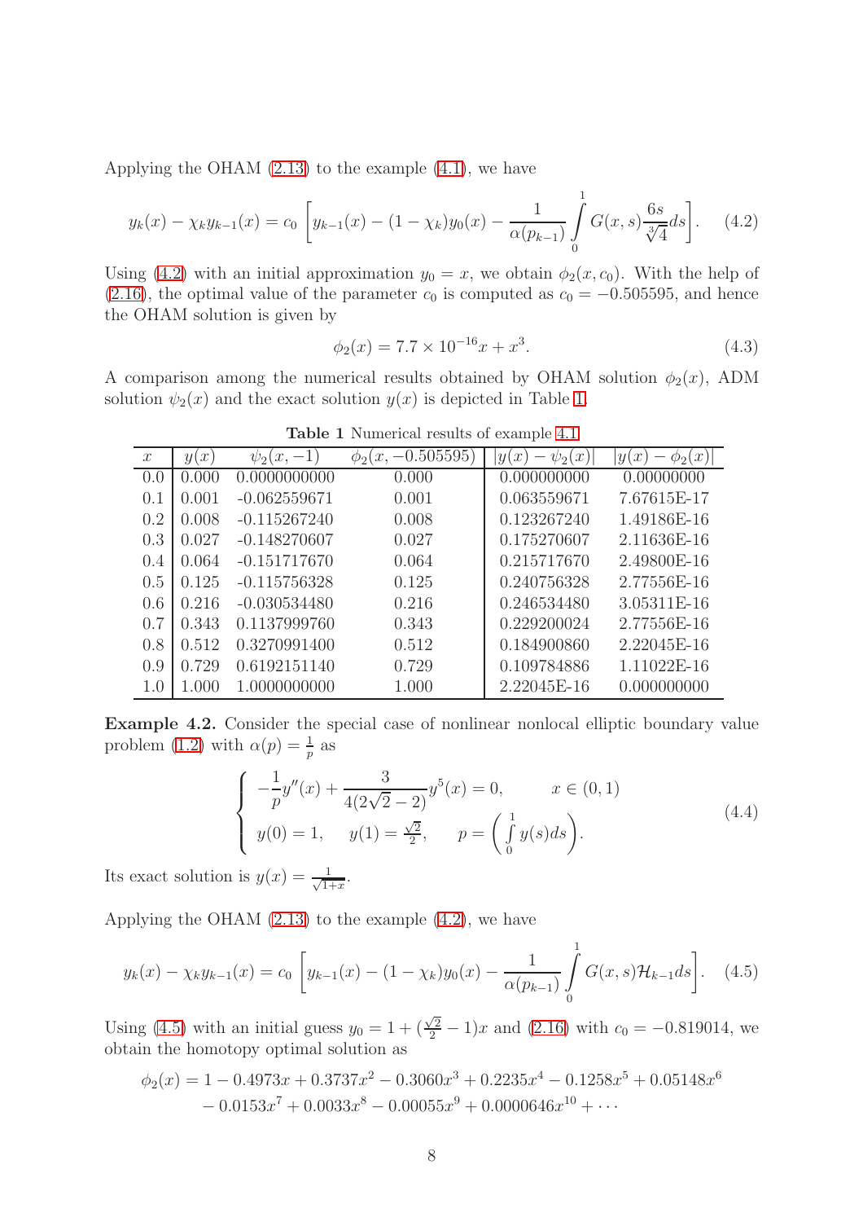Applying the OHAM (2.13) to the example (4.1), we have

$$y_k(x) - \chi_k y_{k-1}(x) = c_0 \left[ y_{k-1}(x) - (1-\chi_k) y_0(x) - \frac{1}{\alpha(p_{k-1})} \int_0^1 G(x,s) \frac{6s}{\sqrt[3]{4}} ds \right]. \quad (4.2)$$

Using (4.2) with an initial approximation $y_0 = x$, we obtain $\phi_2(x, c_0)$. With the help of (2.16), the optimal value of the parameter $c_0$ is computed as $c_0 = -0.505595$, and hence the OHAM solution is given by

$$\phi_2(x) = 7.7 \times 10^{-16} x + x^3. \quad (4.3)$$

A comparison among the numerical results obtained by OHAM solution $\phi_2(x)$, ADM solution $\psi_2(x)$ and the exact solution $y(x)$ is depicted in Table 1.

**Table 1** Numerical results of example 4.1

| $x$ | $y(x)$ | $\psi_2(x,-1)$ | $\phi_2(x,-0.505595)$ | $\lvert y(x)-\psi_2(x)\rvert$ | $\lvert y(x)-\phi_2(x)\rvert$ |
|---|---|---|---|---|---|
| 0.0 | 0.000 | 0.0000000000 | 0.000 | 0.000000000 | 0.00000000 |
| 0.1 | 0.001 | -0.062559671 | 0.001 | 0.063559671 | 7.67615E-17 |
| 0.2 | 0.008 | -0.115267240 | 0.008 | 0.123267240 | 1.49186E-16 |
| 0.3 | 0.027 | -0.148270607 | 0.027 | 0.175270607 | 2.11636E-16 |
| 0.4 | 0.064 | -0.151717670 | 0.064 | 0.215717670 | 2.49800E-16 |
| 0.5 | 0.125 | -0.115756328 | 0.125 | 0.240756328 | 2.77556E-16 |
| 0.6 | 0.216 | -0.030534480 | 0.216 | 0.246534480 | 3.05311E-16 |
| 0.7 | 0.343 | 0.1137999760 | 0.343 | 0.229200024 | 2.77556E-16 |
| 0.8 | 0.512 | 0.3270991400 | 0.512 | 0.184900860 | 2.22045E-16 |
| 0.9 | 0.729 | 0.6192151140 | 0.729 | 0.109784886 | 1.11022E-16 |
| 1.0 | 1.000 | 1.0000000000 | 1.000 | 2.22045E-16 | 0.000000000 |

**Example 4.2.** Consider the special case of nonlinear nonlocal elliptic boundary value problem (1.2) with $\alpha(p) = \frac{1}{p}$ as

$$\begin{cases} -\dfrac{1}{p} y''(x) + \dfrac{3}{4(2\sqrt{2}-2)} y^5(x) = 0, & x \in (0,1) \\ y(0) = 1, \quad y(1) = \frac{\sqrt{2}}{2}, & p = \left( \displaystyle\int_0^1 y(s) ds \right). \end{cases} \quad (4.4)$$

Its exact solution is $y(x) = \frac{1}{\sqrt{1+x}}$.

Applying the OHAM (2.13) to the example (4.2), we have

$$y_k(x) - \chi_k y_{k-1}(x) = c_0 \left[ y_{k-1}(x) - (1-\chi_k) y_0(x) - \frac{1}{\alpha(p_{k-1})} \int_0^1 G(x,s) \mathcal{H}_{k-1} ds \right]. \quad (4.5)$$

Using (4.5) with an initial guess $y_0 = 1 + (\frac{\sqrt{2}}{2} - 1)x$ and (2.16) with $c_0 = -0.819014$, we obtain the homotopy optimal solution as

$$\begin{aligned} \phi_2(x) = {} & 1 - 0.4973x + 0.3737x^2 - 0.3060x^3 + 0.2235x^4 - 0.1258x^5 + 0.05148x^6 \\ & - 0.0153x^7 + 0.0033x^8 - 0.00055x^9 + 0.0000646x^{10} + \cdots \end{aligned}$$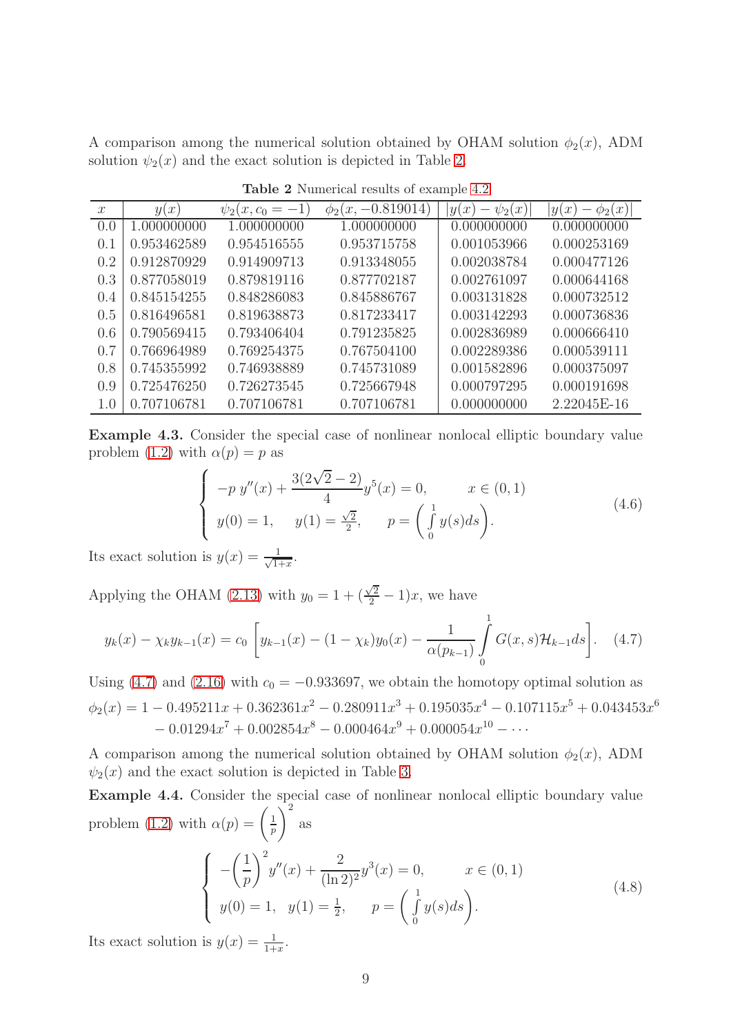A comparison among the numerical solution obtained by OHAM solution $\phi_2(x)$, ADM solution $\psi_2(x)$ and the exact solution is depicted in Table 2.

**Table 2** Numerical results of example 4.2

| $x$ | $y(x)$ | $\psi_2(x, c_0 = -1)$ | $\phi_2(x, -0.819014)$ | $\lvert y(x) - \psi_2(x)\rvert$ | $\lvert y(x) - \phi_2(x)\rvert$ |
|---|---|---|---|---|---|
| 0.0 | 1.000000000 | 1.000000000 | 1.000000000 | 0.000000000 | 0.000000000 |
| 0.1 | 0.953462589 | 0.954516555 | 0.953715758 | 0.001053966 | 0.000253169 |
| 0.2 | 0.912870929 | 0.914909713 | 0.913348055 | 0.002038784 | 0.000477126 |
| 0.3 | 0.877058019 | 0.879819116 | 0.877702187 | 0.002761097 | 0.000644168 |
| 0.4 | 0.845154255 | 0.848286083 | 0.845886767 | 0.003131828 | 0.000732512 |
| 0.5 | 0.816496581 | 0.819638873 | 0.817233417 | 0.003142293 | 0.000736836 |
| 0.6 | 0.790569415 | 0.793406404 | 0.791235825 | 0.002836989 | 0.000666410 |
| 0.7 | 0.766964989 | 0.769254375 | 0.767504100 | 0.002289386 | 0.000539111 |
| 0.8 | 0.745355992 | 0.746938889 | 0.745731089 | 0.001582896 | 0.000375097 |
| 0.9 | 0.725476250 | 0.726273545 | 0.725667948 | 0.000797295 | 0.000191698 |
| 1.0 | 0.707106781 | 0.707106781 | 0.707106781 | 0.000000000 | 2.22045E-16 |

**Example 4.3.** Consider the special case of nonlinear nonlocal elliptic boundary value problem (1.2) with $\alpha(p) = p$ as

$$
\begin{cases} -p\, y''(x) + \dfrac{3(2\sqrt{2}-2)}{4} y^5(x) = 0, & x \in (0,1) \\ y(0) = 1, \quad y(1) = \frac{\sqrt{2}}{2}, & p = \left(\int\limits_0^1 y(s)ds\right). \end{cases} \tag{4.6}
$$

Its exact solution is $y(x) = \frac{1}{\sqrt{1+x}}$.

Applying the OHAM (2.13) with $y_0 = 1 + (\frac{\sqrt{2}}{2} - 1)x$, we have

$$
y_k(x) - \chi_k y_{k-1}(x) = c_0 \left[ y_{k-1}(x) - (1-\chi_k) y_0(x) - \frac{1}{\alpha(p_{k-1})} \int\limits_0^1 G(x,s)\mathcal{H}_{k-1} ds \right]. \tag{4.7}
$$

Using (4.7) and (2.16) with $c_0 = -0.933697$, we obtain the homotopy optimal solution as

$$
\begin{aligned} \phi_2(x) &= 1 - 0.495211x + 0.362361x^2 - 0.280911x^3 + 0.195035x^4 - 0.107115x^5 + 0.043453x^6 \\ &\quad - 0.01294x^7 + 0.002854x^8 - 0.000464x^9 + 0.000054x^{10} - \cdots \end{aligned}
$$

A comparison among the numerical solution obtained by OHAM solution $\phi_2(x)$, ADM $\psi_2(x)$ and the exact solution is depicted in Table 3.

**Example 4.4.** Consider the special case of nonlinear nonlocal elliptic boundary value problem (1.2) with $\alpha(p) = \left(\frac{1}{p}\right)^2$ as

$$
\begin{cases} -\left(\dfrac{1}{p}\right)^2 y''(x) + \dfrac{2}{(\ln 2)^2} y^3(x) = 0, & x \in (0,1) \\ y(0) = 1, \quad y(1) = \frac{1}{2}, & p = \left(\int\limits_0^1 y(s)ds\right). \end{cases} \tag{4.8}
$$

Its exact solution is $y(x) = \frac{1}{1+x}$.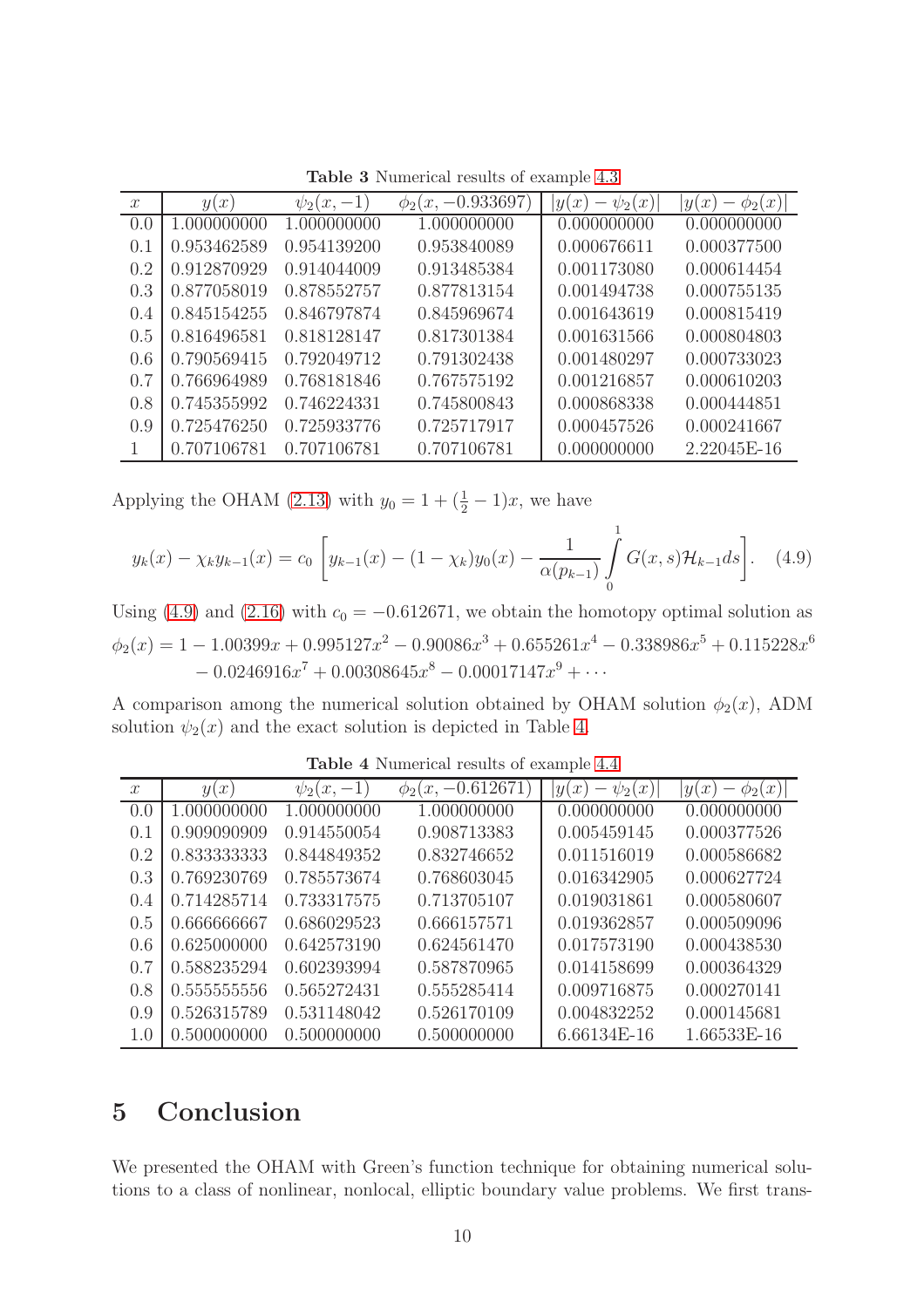**Table 3** Numerical results of example 4.3

| $x$ | $y(x)$ | $\psi_2(x,-1)$ | $\phi_2(x,-0.933697)$ | $\|y(x)-\psi_2(x)\|$ | $\|y(x)-\phi_2(x)\|$ |
|---|---|---|---|---|---|
| 0.0 | 1.000000000 | 1.000000000 | 1.000000000 | 0.000000000 | 0.000000000 |
| 0.1 | 0.953462589 | 0.954139200 | 0.953840089 | 0.000676611 | 0.000377500 |
| 0.2 | 0.912870929 | 0.914044009 | 0.913485384 | 0.001173080 | 0.000614454 |
| 0.3 | 0.877058019 | 0.878552757 | 0.877813154 | 0.001494738 | 0.000755135 |
| 0.4 | 0.845154255 | 0.846797874 | 0.845969674 | 0.001643619 | 0.000815419 |
| 0.5 | 0.816496581 | 0.818128147 | 0.817301384 | 0.001631566 | 0.000804803 |
| 0.6 | 0.790569415 | 0.792049712 | 0.791302438 | 0.001480297 | 0.000733023 |
| 0.7 | 0.766964989 | 0.768181846 | 0.767575192 | 0.001216857 | 0.000610203 |
| 0.8 | 0.745355992 | 0.746224331 | 0.745800843 | 0.000868338 | 0.000444851 |
| 0.9 | 0.725476250 | 0.725933776 | 0.725717917 | 0.000457526 | 0.000241667 |
| 1 | 0.707106781 | 0.707106781 | 0.707106781 | 0.000000000 | 2.22045E-16 |

Applying the OHAM (2.13) with $y_0 = 1 + (\frac{1}{2} - 1)x$, we have

$$y_k(x) - \chi_k y_{k-1}(x) = c_0 \left[ y_{k-1}(x) - (1-\chi_k)y_0(x) - \frac{1}{\alpha(p_{k-1})} \int_0^1 G(x,s)\mathcal{H}_{k-1} ds \right]. \quad (4.9)$$

Using (4.9) and (2.16) with $c_0 = -0.612671$, we obtain the homotopy optimal solution as

$$\begin{aligned}\phi_2(x) = {} & 1 - 1.00399x + 0.995127x^2 - 0.90086x^3 + 0.655261x^4 - 0.338986x^5 + 0.115228x^6 \\ & - 0.0246916x^7 + 0.00308645x^8 - 0.00017147x^9 + \cdots\end{aligned}$$

A comparison among the numerical solution obtained by OHAM solution $\phi_2(x)$, ADM solution $\psi_2(x)$ and the exact solution is depicted in Table 4.

**Table 4** Numerical results of example 4.4

| $x$ | $y(x)$ | $\psi_2(x,-1)$ | $\phi_2(x,-0.612671)$ | $\|y(x)-\psi_2(x)\|$ | $\|y(x)-\phi_2(x)\|$ |
|---|---|---|---|---|---|
| 0.0 | 1.000000000 | 1.000000000 | 1.000000000 | 0.000000000 | 0.000000000 |
| 0.1 | 0.909090909 | 0.914550054 | 0.908713383 | 0.005459145 | 0.000377526 |
| 0.2 | 0.833333333 | 0.844849352 | 0.832746652 | 0.011516019 | 0.000586682 |
| 0.3 | 0.769230769 | 0.785573674 | 0.768603045 | 0.016342905 | 0.000627724 |
| 0.4 | 0.714285714 | 0.733317575 | 0.713705107 | 0.019031861 | 0.000580607 |
| 0.5 | 0.666666667 | 0.686029523 | 0.666157571 | 0.019362857 | 0.000509096 |
| 0.6 | 0.625000000 | 0.642573190 | 0.624561470 | 0.017573190 | 0.000438530 |
| 0.7 | 0.588235294 | 0.602393994 | 0.587870965 | 0.014158699 | 0.000364329 |
| 0.8 | 0.555555556 | 0.565272431 | 0.555285414 | 0.009716875 | 0.000270141 |
| 0.9 | 0.526315789 | 0.531148042 | 0.526170109 | 0.004832252 | 0.000145681 |
| 1.0 | 0.500000000 | 0.500000000 | 0.500000000 | 6.66134E-16 | 1.66533E-16 |

## 5 Conclusion

We presented the OHAM with Green's function technique for obtaining numerical solutions to a class of nonlinear, nonlocal, elliptic boundary value problems. We first trans-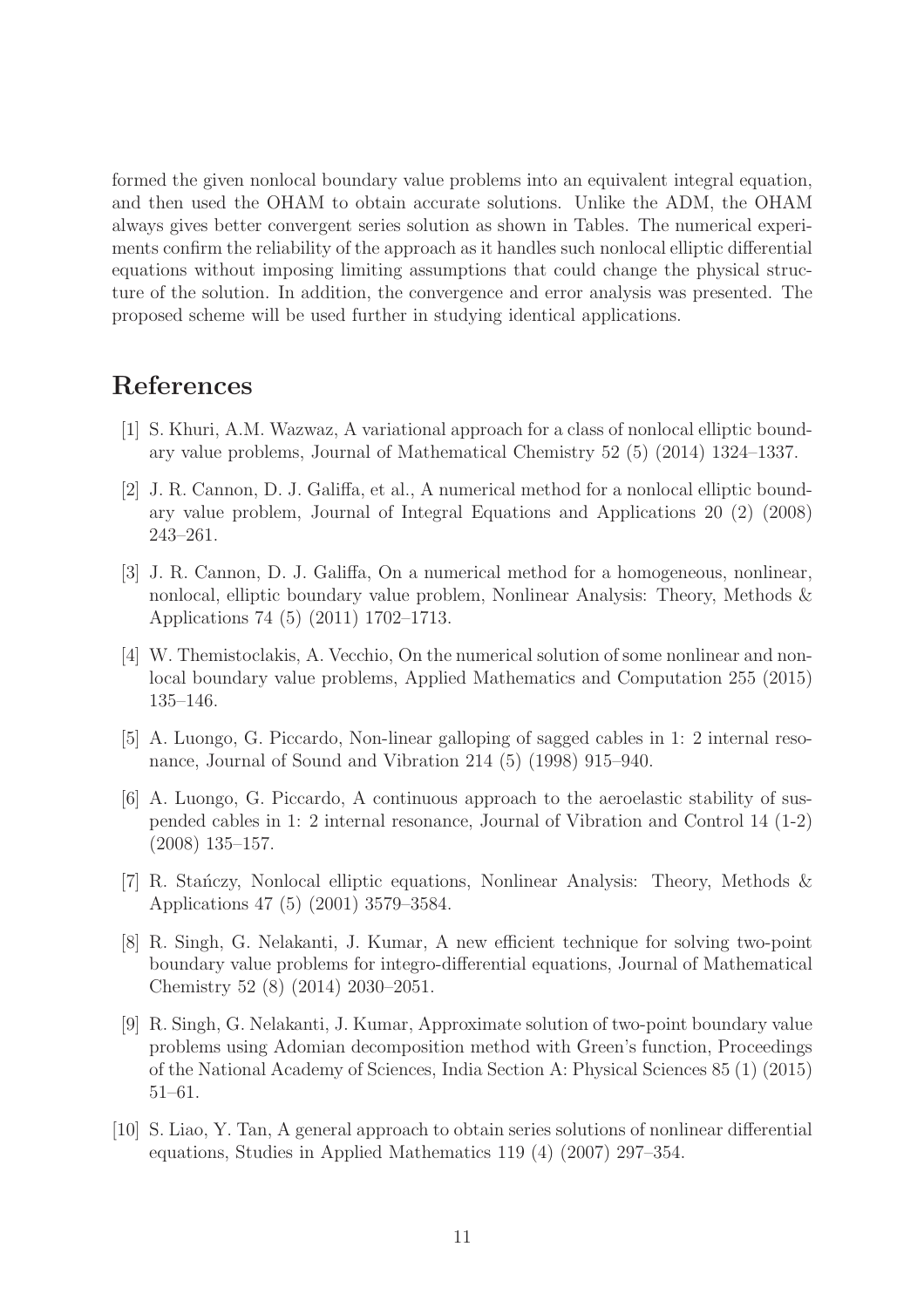formed the given nonlocal boundary value problems into an equivalent integral equation, and then used the OHAM to obtain accurate solutions. Unlike the ADM, the OHAM always gives better convergent series solution as shown in Tables. The numerical experiments confirm the reliability of the approach as it handles such nonlocal elliptic differential equations without imposing limiting assumptions that could change the physical structure of the solution. In addition, the convergence and error analysis was presented. The proposed scheme will be used further in studying identical applications.

# References

[1] S. Khuri, A.M. Wazwaz, A variational approach for a class of nonlocal elliptic boundary value problems, Journal of Mathematical Chemistry 52 (5) (2014) 1324–1337.

[2] J. R. Cannon, D. J. Galiffa, et al., A numerical method for a nonlocal elliptic boundary value problem, Journal of Integral Equations and Applications 20 (2) (2008) 243–261.

[3] J. R. Cannon, D. J. Galiffa, On a numerical method for a homogeneous, nonlinear, nonlocal, elliptic boundary value problem, Nonlinear Analysis: Theory, Methods & Applications 74 (5) (2011) 1702–1713.

[4] W. Themistoclakis, A. Vecchio, On the numerical solution of some nonlinear and nonlocal boundary value problems, Applied Mathematics and Computation 255 (2015) 135–146.

[5] A. Luongo, G. Piccardo, Non-linear galloping of sagged cables in 1: 2 internal resonance, Journal of Sound and Vibration 214 (5) (1998) 915–940.

[6] A. Luongo, G. Piccardo, A continuous approach to the aeroelastic stability of suspended cables in 1: 2 internal resonance, Journal of Vibration and Control 14 (1-2) (2008) 135–157.

[7] R. Stańczy, Nonlocal elliptic equations, Nonlinear Analysis: Theory, Methods & Applications 47 (5) (2001) 3579–3584.

[8] R. Singh, G. Nelakanti, J. Kumar, A new efficient technique for solving two-point boundary value problems for integro-differential equations, Journal of Mathematical Chemistry 52 (8) (2014) 2030–2051.

[9] R. Singh, G. Nelakanti, J. Kumar, Approximate solution of two-point boundary value problems using Adomian decomposition method with Green's function, Proceedings of the National Academy of Sciences, India Section A: Physical Sciences 85 (1) (2015) 51–61.

[10] S. Liao, Y. Tan, A general approach to obtain series solutions of nonlinear differential equations, Studies in Applied Mathematics 119 (4) (2007) 297–354.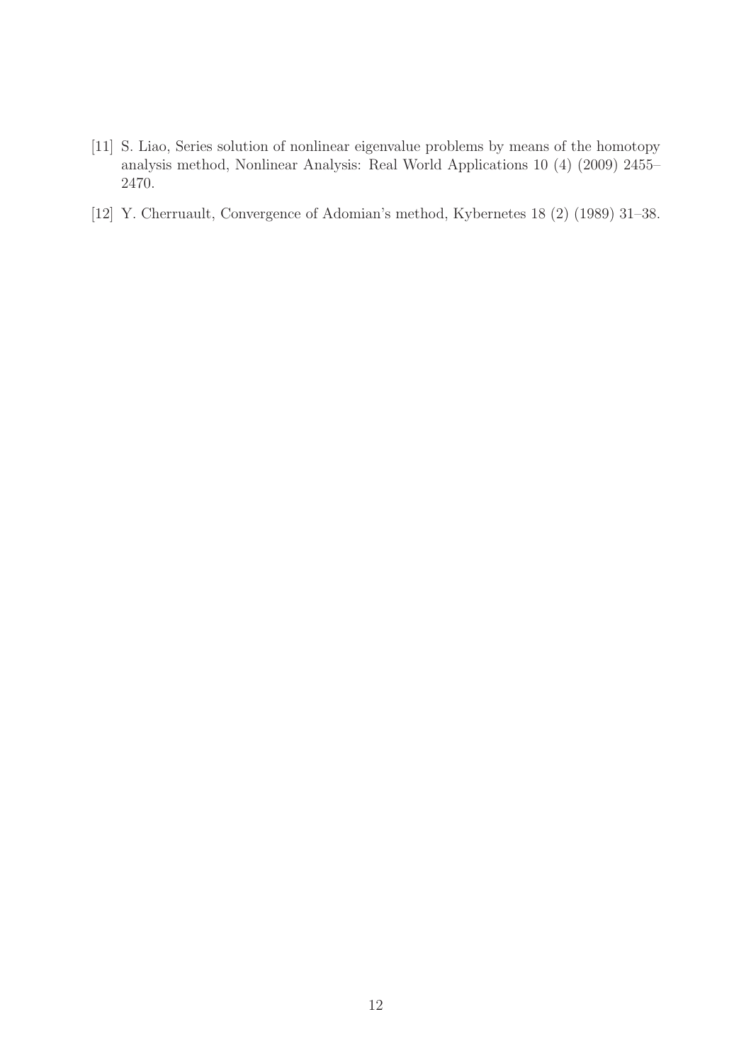[11] S. Liao, Series solution of nonlinear eigenvalue problems by means of the homotopy analysis method, Nonlinear Analysis: Real World Applications 10 (4) (2009) 2455–2470.

[12] Y. Cherruault, Convergence of Adomian's method, Kybernetes 18 (2) (1989) 31–38.